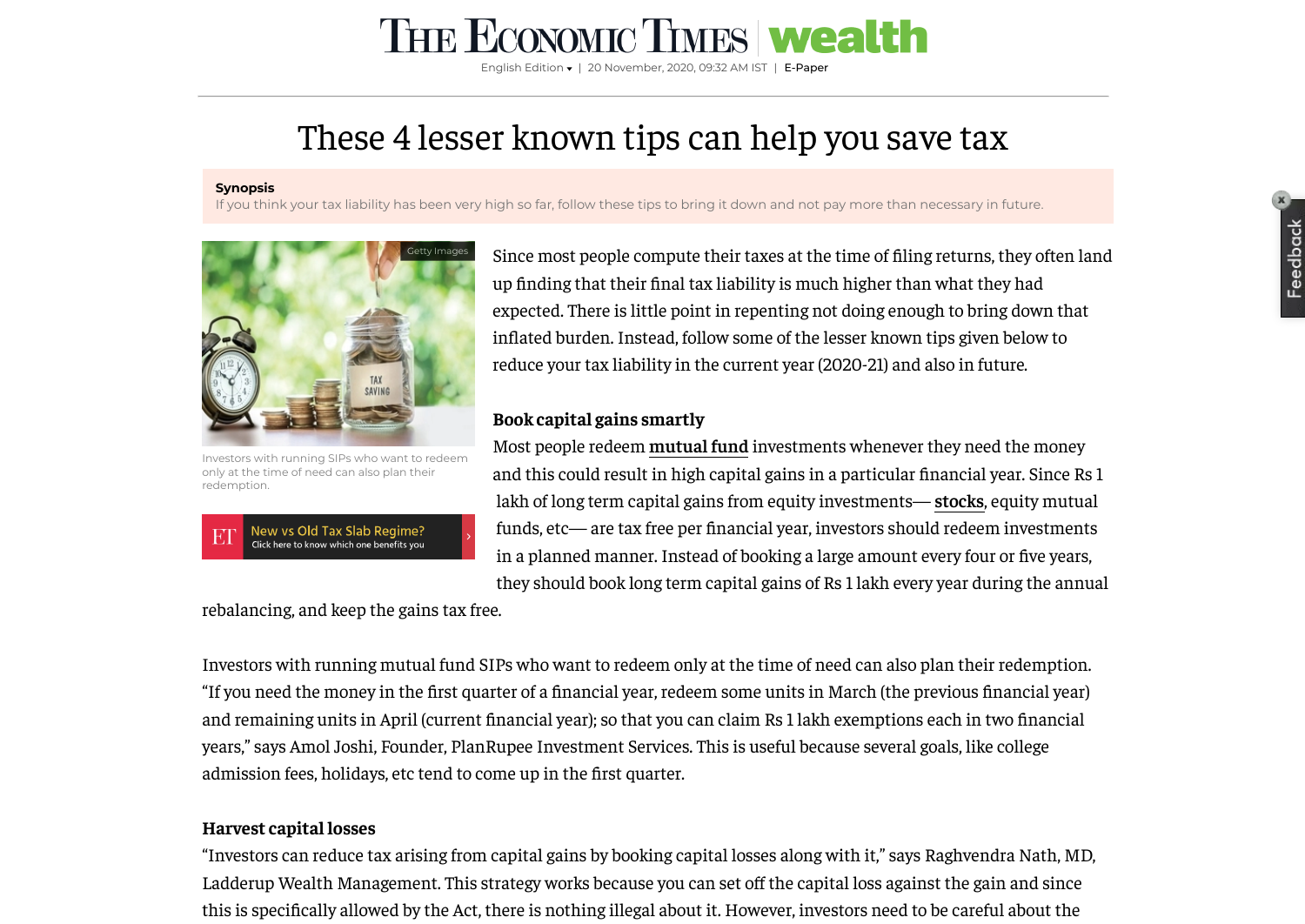# These 4 lesser known tips can help you save tax

**Synopsis**

If you think your tax liability has been very high so far, follow these tips to bring it down and not pay more than necessary in future.

Investors with running SIPs who want to redeem only at the time of need can also plan their redemption.

Since most people compute their taxes at the time of filing returns, they often land up finding that their final tax liability is much higher than what they had expected. There is little point in repenting not doing enough to bring down that inflated burden. Instead, follow some of the lesser known tips given below to reduce your tax liability in the current year (2020-21) and also in future.

### Book capital gains smartly

Most people redeem **mutual fund** investments whenever they need the money and this could result in high capital gains in a particular financial year. Since Rs 1 lakh of long term capital gains from equity investments— **stocks**, equity mutual funds, etc— are tax free per financial year, investors should redeem investments in a planned manner. Instead of booking a large amount every four or five years, they should book long term capital gains of Rs 1 lakh every year during the annual rebalancing, and keep the gains tax free.

Investors with running mutual fund SIPs who want to redeem only at the time of need can also plan their redemption. "If you need the money in the first quarter of a financial year, redeem some units in March (the previous financial year) and remaining units in April (current financial year); so that you can claim Rs 1 lakh exemptions each in two financial years," says Amol Joshi, Founder, PlanRupee Investment Services. This is useful because several goals, like college admission fees, holidays, etc tend to come up in the first quarter.

### Harvest capital losses

"Investors can reduce tax arising from capital gains by booking capital losses along with it," says Raghvendra Nath, MD, Ladderup Wealth Management. This strategy works because you can set off the capital loss against the gain and since this is specifically allowed by the Act, there is nothing illegal about it. However, investors need to be careful about the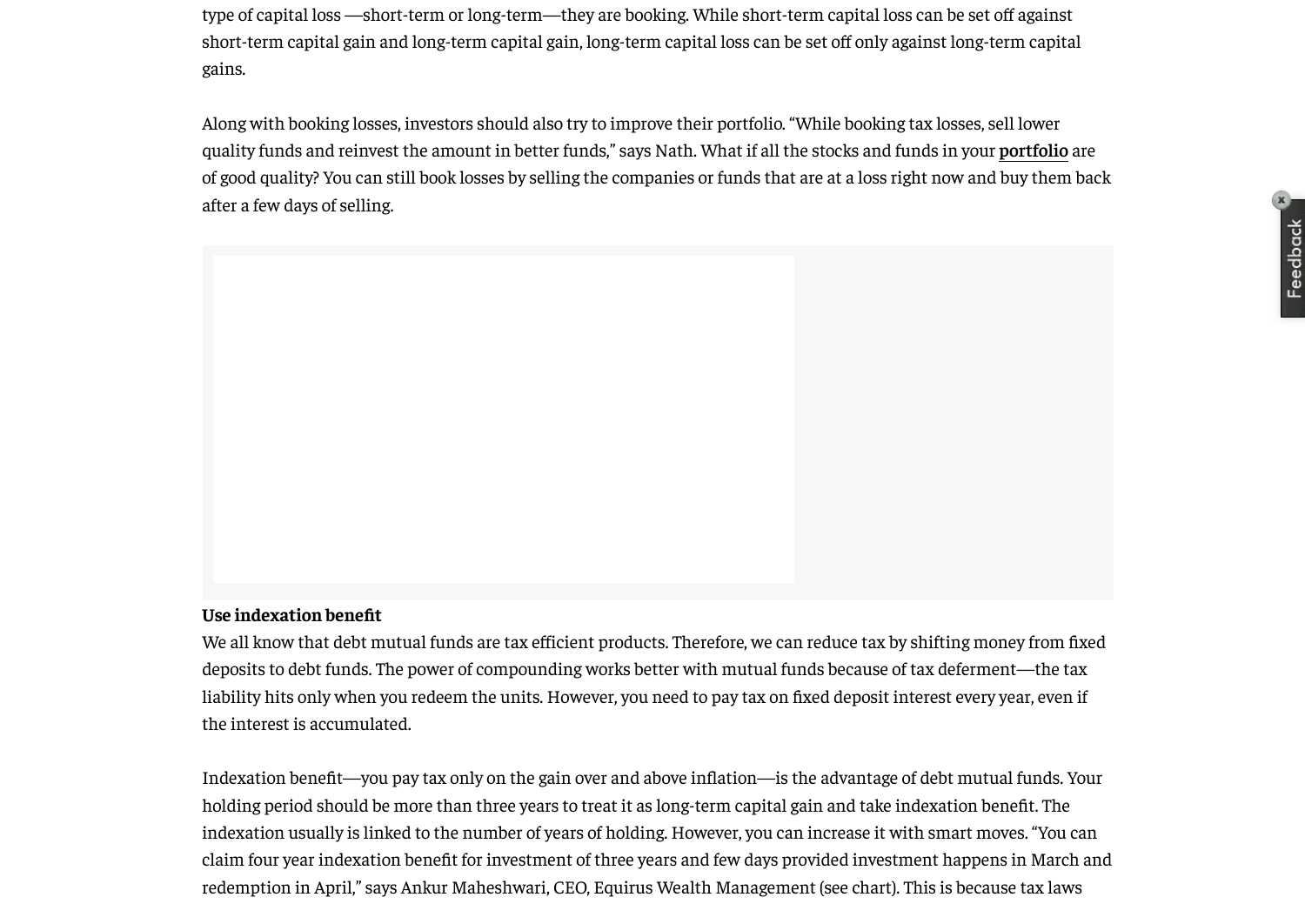type of capital loss —short-term or long-term—they are booking. While short-term capital loss can be set off against short-term capital gain and long-term capital gain, long-term capital loss can be set off only against long-term capital gains.

Along with booking losses, investors should also try to improve their portfolio. "While booking tax losses, sell lower quality funds and reinvest the amount in better funds," says Nath. What if all the stocks and funds in your portfolio are of good quality? You can still book losses by selling the companies or funds that are at a loss right now and buy them back after a few days of selling.

**Use indexation benefit**

We all know that debt mutual funds are tax efficient products. Therefore, we can reduce tax by shifting money from fixed deposits to debt funds. The power of compounding works better with mutual funds because of tax deferment—the tax liability hits only when you redeem the units. However, you need to pay tax on fixed deposit interest every year, even if the interest is accumulated.

Indexation benefit—you pay tax only on the gain over and above inflation—is the advantage of debt mutual funds. Your holding period should be more than three years to treat it as long-term capital gain and take indexation benefit. The indexation usually is linked to the number of years of holding. However, you can increase it with smart moves. "You can claim four year indexation benefit for investment of three years and few days provided investment happens in March and redemption in April," says Ankur Maheshwari, CEO, Equirus Wealth Management (see chart). This is because tax laws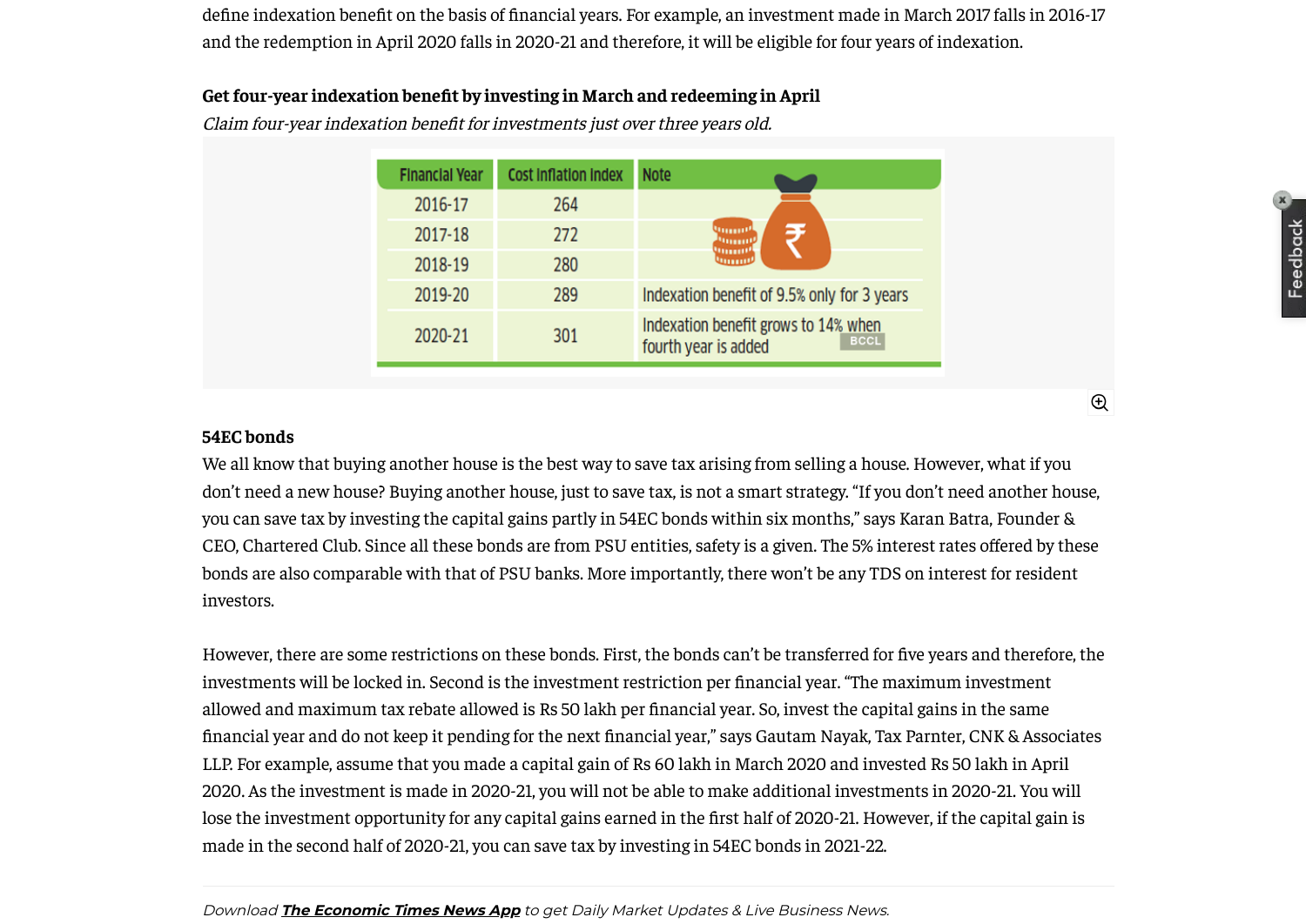define indexation benefit on the basis of financial years. For example, an investment made in March 2017 falls in 2016-17 and the redemption in April 2020 falls in 2020-21 and therefore, it will be eligible for four years of indexation.

**Get four-year indexation benefit by investing in March and redeeming in April**

*Claim four-year indexation benefit for investments just over three years old.*

| Financial Year | Cost Inflation Index | Note |
|---|---|---|
| 2016-17 | 264 | |
| 2017-18 | 272 | |
| 2018-19 | 280 | |
| 2019-20 | 289 | Indexation benefit of 9.5% only for 3 years |
| 2020-21 | 301 | Indexation benefit grows to 14% when fourth year is added |

BCCL

**54EC bonds**

We all know that buying another house is the best way to save tax arising from selling a house. However, what if you don't need a new house? Buying another house, just to save tax, is not a smart strategy. "If you don't need another house, you can save tax by investing the capital gains partly in 54EC bonds within six months," says Karan Batra, Founder & CEO, Chartered Club. Since all these bonds are from PSU entities, safety is a given. The 5% interest rates offered by these bonds are also comparable with that of PSU banks. More importantly, there won't be any TDS on interest for resident investors.

However, there are some restrictions on these bonds. First, the bonds can't be transferred for five years and therefore, the investments will be locked in. Second is the investment restriction per financial year. "The maximum investment allowed and maximum tax rebate allowed is Rs 50 lakh per financial year. So, invest the capital gains in the same financial year and do not keep it pending for the next financial year," says Gautam Nayak, Tax Parnter, CNK & Associates LLP. For example, assume that you made a capital gain of Rs 60 lakh in March 2020 and invested Rs 50 lakh in April 2020. As the investment is made in 2020-21, you will not be able to make additional investments in 2020-21. You will lose the investment opportunity for any capital gains earned in the first half of 2020-21. However, if the capital gain is made in the second half of 2020-21, you can save tax by investing in 54EC bonds in 2021-22.

*Download **The Economic Times News App** to get Daily Market Updates & Live Business News.*